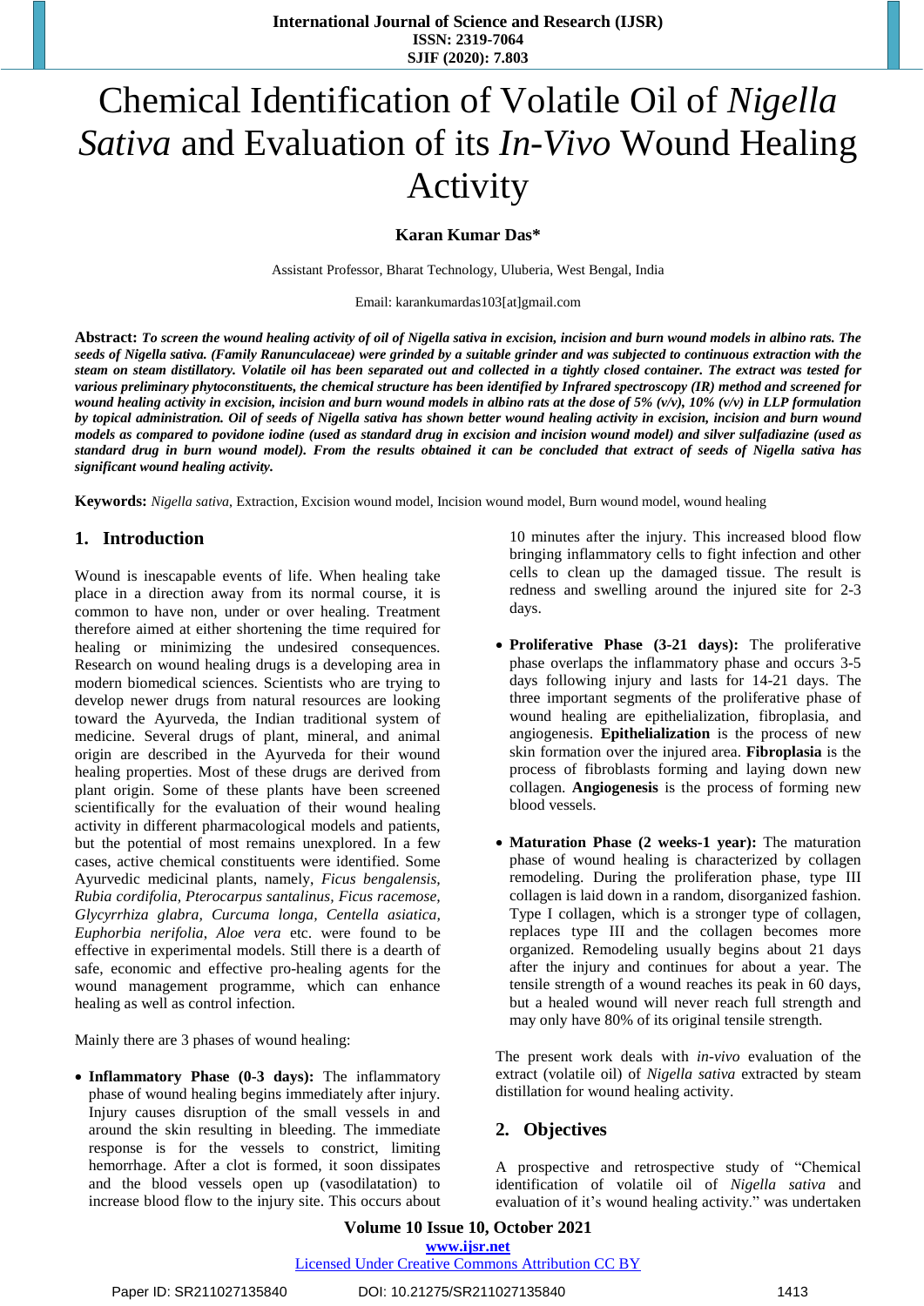# Chemical Identification of Volatile Oil of *Nigella Sativa* and Evaluation of its *In-Vivo* Wound Healing Activity

**Karan Kumar Das***

Assistant Professor, Bharat Technology, Uluberia, West Bengal, India

Email: karankumardas103[at]gmail.com

**Abstract:** ***To screen the wound healing activity of oil of Nigella sativa in excision, incision and burn wound models in albino rats. The seeds of Nigella sativa. (Family Ranunculaceae) were grinded by a suitable grinder and was subjected to continuous extraction with the steam on steam distillatory. Volatile oil has been separated out and collected in a tightly closed container. The extract was tested for various preliminary phytoconstituents, the chemical structure has been identified by Infrared spectroscopy (IR) method and screened for wound healing activity in excision, incision and burn wound models in albino rats at the dose of 5% (v/v), 10% (v/v) in LLP formulation by topical administration. Oil of seeds of Nigella sativa has shown better wound healing activity in excision, incision and burn wound models as compared to povidone iodine (used as standard drug in excision and incision wound model) and silver sulfadiazine (used as standard drug in burn wound model). From the results obtained it can be concluded that extract of seeds of Nigella sativa has significant wound healing activity.***

**Keywords:** *Nigella sativa*, Extraction, Excision wound model, Incision wound model, Burn wound model, wound healing

## 1. Introduction

Wound is inescapable events of life. When healing take place in a direction away from its normal course, it is common to have non, under or over healing. Treatment therefore aimed at either shortening the time required for healing or minimizing the undesired consequences. Research on wound healing drugs is a developing area in modern biomedical sciences. Scientists who are trying to develop newer drugs from natural resources are looking toward the Ayurveda, the Indian traditional system of medicine. Several drugs of plant, mineral, and animal origin are described in the Ayurveda for their wound healing properties. Most of these drugs are derived from plant origin. Some of these plants have been screened scientifically for the evaluation of their wound healing activity in different pharmacological models and patients, but the potential of most remains unexplored. In a few cases, active chemical constituents were identified. Some Ayurvedic medicinal plants, namely, *Ficus bengalensis, Rubia cordifolia, Pterocarpus santalinus, Ficus racemose, Glycyrrhiza glabra, Curcuma longa, Centella asiatica, Euphorbia nerifolia*, *Aloe vera* etc. were found to be effective in experimental models. Still there is a dearth of safe, economic and effective pro-healing agents for the wound management programme, which can enhance healing as well as control infection.

Mainly there are 3 phases of wound healing:

- **Inflammatory Phase (0-3 days):** The inflammatory phase of wound healing begins immediately after injury. Injury causes disruption of the small vessels in and around the skin resulting in bleeding. The immediate response is for the vessels to constrict, limiting hemorrhage. After a clot is formed, it soon dissipates and the blood vessels open up (vasodilatation) to increase blood flow to the injury site. This occurs about 10 minutes after the injury. This increased blood flow bringing inflammatory cells to fight infection and other cells to clean up the damaged tissue. The result is redness and swelling around the injured site for 2-3 days.

- **Proliferative Phase (3-21 days):** The proliferative phase overlaps the inflammatory phase and occurs 3-5 days following injury and lasts for 14-21 days. The three important segments of the proliferative phase of wound healing are epithelialization, fibroplasia, and angiogenesis. **Epithelialization** is the process of new skin formation over the injured area. **Fibroplasia** is the process of fibroblasts forming and laying down new collagen. **Angiogenesis** is the process of forming new blood vessels.

- **Maturation Phase (2 weeks-1 year):** The maturation phase of wound healing is characterized by collagen remodeling. During the proliferation phase, type III collagen is laid down in a random, disorganized fashion. Type I collagen, which is a stronger type of collagen, replaces type III and the collagen becomes more organized. Remodeling usually begins about 21 days after the injury and continues for about a year. The tensile strength of a wound reaches its peak in 60 days, but a healed wound will never reach full strength and may only have 80% of its original tensile strength.

The present work deals with *in-vivo* evaluation of the extract (volatile oil) of *Nigella sativa* extracted by steam distillation for wound healing activity.

## 2. Objectives

A prospective and retrospective study of "Chemical identification of volatile oil of *Nigella sativa* and evaluation of it's wound healing activity." was undertaken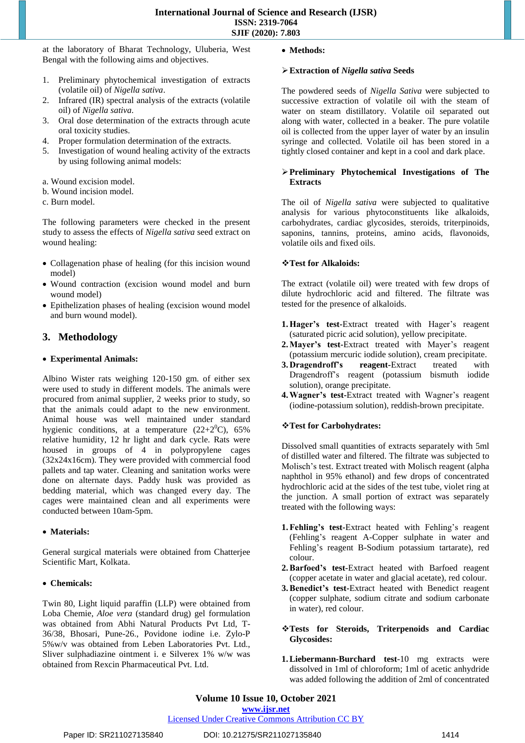at the laboratory of Bharat Technology, Uluberia, West Bengal with the following aims and objectives.

1. Preliminary phytochemical investigation of extracts (volatile oil) of *Nigella sativa*.
2. Infrared (IR) spectral analysis of the extracts (volatile oil) of *Nigella sativa*.
3. Oral dose determination of the extracts through acute oral toxicity studies.
4. Proper formulation determination of the extracts.
5. Investigation of wound healing activity of the extracts by using following animal models:

a. Wound excision model.
b. Wound incision model.
c. Burn model.

The following parameters were checked in the present study to assess the effects of *Nigella sativa* seed extract on wound healing:

- Collagenation phase of healing (for this incision wound model)
- Wound contraction (excision wound model and burn wound model)
- Epithelization phases of healing (excision wound model and burn wound model).

## 3. Methodology

- **Experimental Animals:**

Albino Wister rats weighing 120-150 gm. of either sex were used to study in different models. The animals were procured from animal supplier, 2 weeks prior to study, so that the animals could adapt to the new environment. Animal house was well maintained under standard hygienic conditions, at a temperature (22+2$^0$C), 65% relative humidity, 12 hr light and dark cycle. Rats were housed in groups of 4 in polypropylene cages (32x24x16cm). They were provided with commercial food pallets and tap water. Cleaning and sanitation works were done on alternate days. Paddy husk was provided as bedding material, which was changed every day. The cages were maintained clean and all experiments were conducted between 10am-5pm.

- **Materials:**

General surgical materials were obtained from Chatterjee Scientific Mart, Kolkata.

- **Chemicals:**

Twin 80, Light liquid paraffin (LLP) were obtained from Loba Chemie, *Aloe vera* (standard drug) gel formulation was obtained from Abhi Natural Products Pvt Ltd, T-36/38, Bhosari, Pune-26., Povidone iodine i.e. Zylo-P 5%w/v was obtained from Leben Laboratories Pvt. Ltd., Sliver sulphadiazine ointment i. e Silverex 1% w/w was obtained from Rexcin Pharmaceutical Pvt. Ltd.

- **Methods:**

➢ **Extraction of *Nigella sativa* Seeds**

The powdered seeds of *Nigella Sativa* were subjected to successive extraction of volatile oil with the steam of water on steam distillatory. Volatile oil separated out along with water, collected in a beaker. The pure volatile oil is collected from the upper layer of water by an insulin syringe and collected. Volatile oil has been stored in a tightly closed container and kept in a cool and dark place.

➢ **Preliminary Phytochemical Investigations of The Extracts**

The oil of *Nigella sativa* were subjected to qualitative analysis for various phytoconstituents like alkaloids, carbohydrates, cardiac glycosides, steroids, triterpinoids, saponins, tannins, proteins, amino acids, flavonoids, volatile oils and fixed oils.

❖**Test for Alkaloids:**

The extract (volatile oil) were treated with few drops of dilute hydrochloric acid and filtered. The filtrate was tested for the presence of alkaloids.

1. **Hager's test**-Extract treated with Hager's reagent (saturated picric acid solution), yellow precipitate.
2. **Mayer's test**-Extract treated with Mayer's reagent (potassium mercuric iodide solution), cream precipitate.
3. **Dragendroff's reagent**-Extract treated with Dragendroff's reagent (potassium bismuth iodide solution), orange precipitate.
4. **Wagner's test**-Extract treated with Wagner's reagent (iodine-potassium solution), reddish-brown precipitate.

❖**Test for Carbohydrates:**

Dissolved small quantities of extracts separately with 5ml of distilled water and filtered. The filtrate was subjected to Molisch's test. Extract treated with Molisch reagent (alpha naphthol in 95% ethanol) and few drops of concentrated hydrochloric acid at the sides of the test tube, violet ring at the junction. A small portion of extract was separately treated with the following ways:

1. **Fehling's test**-Extract heated with Fehling's reagent (Fehling's reagent A-Copper sulphate in water and Fehling's reagent B-Sodium potassium tartarate), red colour.
2. **Barfoed's test**-Extract heated with Barfoed reagent (copper acetate in water and glacial acetate), red colour.
3. **Benedict's test**-Extract heated with Benedict reagent (copper sulphate, sodium citrate and sodium carbonate in water), red colour.

❖**Tests for Steroids, Triterpenoids and Cardiac Glycosides:**

1. **Liebermann-Burchard test**-10 mg extracts were dissolved in 1ml of chloroform; 1ml of acetic anhydride was added following the addition of 2ml of concentrated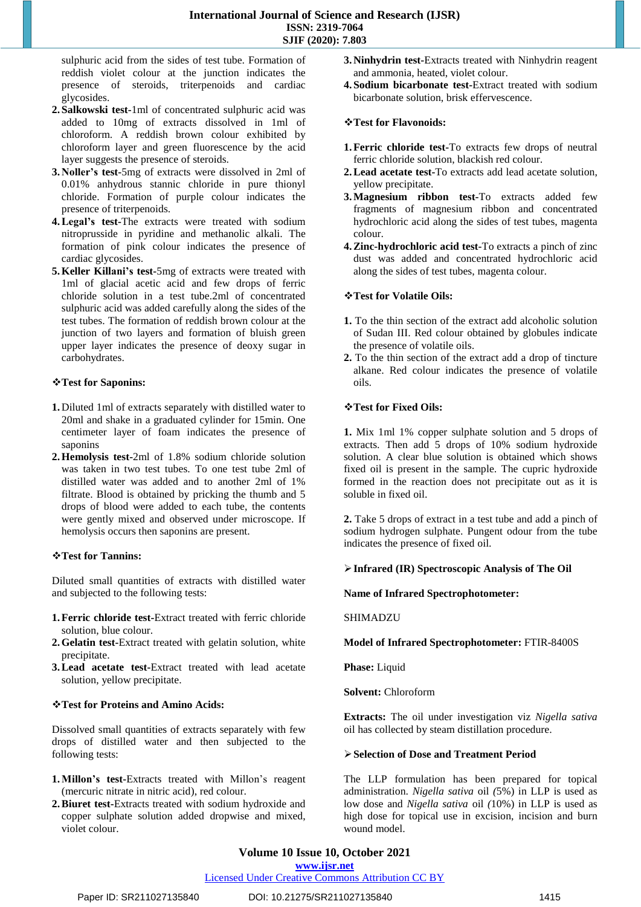sulphuric acid from the sides of test tube. Formation of reddish violet colour at the junction indicates the presence of steroids, triterpenoids and cardiac glycosides.

2. **Salkowski test**-1ml of concentrated sulphuric acid was added to 10mg of extracts dissolved in 1ml of chloroform. A reddish brown colour exhibited by chloroform layer and green fluorescence by the acid layer suggests the presence of steroids.
3. **Noller's test**-5mg of extracts were dissolved in 2ml of 0.01% anhydrous stannic chloride in pure thionyl chloride. Formation of purple colour indicates the presence of triterpenoids.
4. **Legal's test**-The extracts were treated with sodium nitroprusside in pyridine and methanolic alkali. The formation of pink colour indicates the presence of cardiac glycosides.
5. **Keller Killani's test**-5mg of extracts were treated with 1ml of glacial acetic acid and few drops of ferric chloride solution in a test tube.2ml of concentrated sulphuric acid was added carefully along the sides of the test tubes. The formation of reddish brown colour at the junction of two layers and formation of bluish green upper layer indicates the presence of deoxy sugar in carbohydrates.

### ❖Test for Saponins:

1. Diluted 1ml of extracts separately with distilled water to 20ml and shake in a graduated cylinder for 15min. One centimeter layer of foam indicates the presence of saponins
2. **Hemolysis test**-2ml of 1.8% sodium chloride solution was taken in two test tubes. To one test tube 2ml of distilled water was added and to another 2ml of 1% filtrate. Blood is obtained by pricking the thumb and 5 drops of blood were added to each tube, the contents were gently mixed and observed under microscope. If hemolysis occurs then saponins are present.

### ❖Test for Tannins:

Diluted small quantities of extracts with distilled water and subjected to the following tests:

1. **Ferric chloride test**-Extract treated with ferric chloride solution, blue colour.
2. **Gelatin test**-Extract treated with gelatin solution, white precipitate.
3. **Lead acetate test**-Extract treated with lead acetate solution, yellow precipitate.

### ❖Test for Proteins and Amino Acids:

Dissolved small quantities of extracts separately with few drops of distilled water and then subjected to the following tests:

1. **Millon's test**-Extracts treated with Millon's reagent (mercuric nitrate in nitric acid), red colour.
2. **Biuret test**-Extracts treated with sodium hydroxide and copper sulphate solution added dropwise and mixed, violet colour.
3. **Ninhydrin test**-Extracts treated with Ninhydrin reagent and ammonia, heated, violet colour.
4. **Sodium bicarbonate test**-Extract treated with sodium bicarbonate solution, brisk effervescence.

### ❖Test for Flavonoids:

1. **Ferric chloride test**-To extracts few drops of neutral ferric chloride solution, blackish red colour.
2. **Lead acetate test**-To extracts add lead acetate solution, yellow precipitate.
3. **Magnesium ribbon test**-To extracts added few fragments of magnesium ribbon and concentrated hydrochloric acid along the sides of test tubes, magenta colour.
4. **Zinc-hydrochloric acid test**-To extracts a pinch of zinc dust was added and concentrated hydrochloric acid along the sides of test tubes, magenta colour.

### ❖Test for Volatile Oils:

1. To the thin section of the extract add alcoholic solution of Sudan III. Red colour obtained by globules indicate the presence of volatile oils.
2. To the thin section of the extract add a drop of tincture alkane. Red colour indicates the presence of volatile oils.

### ❖Test for Fixed Oils:

**1.** Mix 1ml 1% copper sulphate solution and 5 drops of extracts. Then add 5 drops of 10% sodium hydroxide solution. A clear blue solution is obtained which shows fixed oil is present in the sample. The cupric hydroxide formed in the reaction does not precipitate out as it is soluble in fixed oil.

**2.** Take 5 drops of extract in a test tube and add a pinch of sodium hydrogen sulphate. Pungent odour from the tube indicates the presence of fixed oil.

### ➢Infrared (IR) Spectroscopic Analysis of The Oil

**Name of Infrared Spectrophotometer:**

SHIMADZU

**Model of Infrared Spectrophotometer:** FTIR-8400S

**Phase:** Liquid

**Solvent:** Chloroform

**Extracts:** The oil under investigation viz *Nigella sativa* oil has collected by steam distillation procedure.

### ➢Selection of Dose and Treatment Period

The LLP formulation has been prepared for topical administration. *Nigella sativa* oil *(*5%) in LLP is used as low dose and *Nigella sativa* oil *(*10%) in LLP is used as high dose for topical use in excision, incision and burn wound model.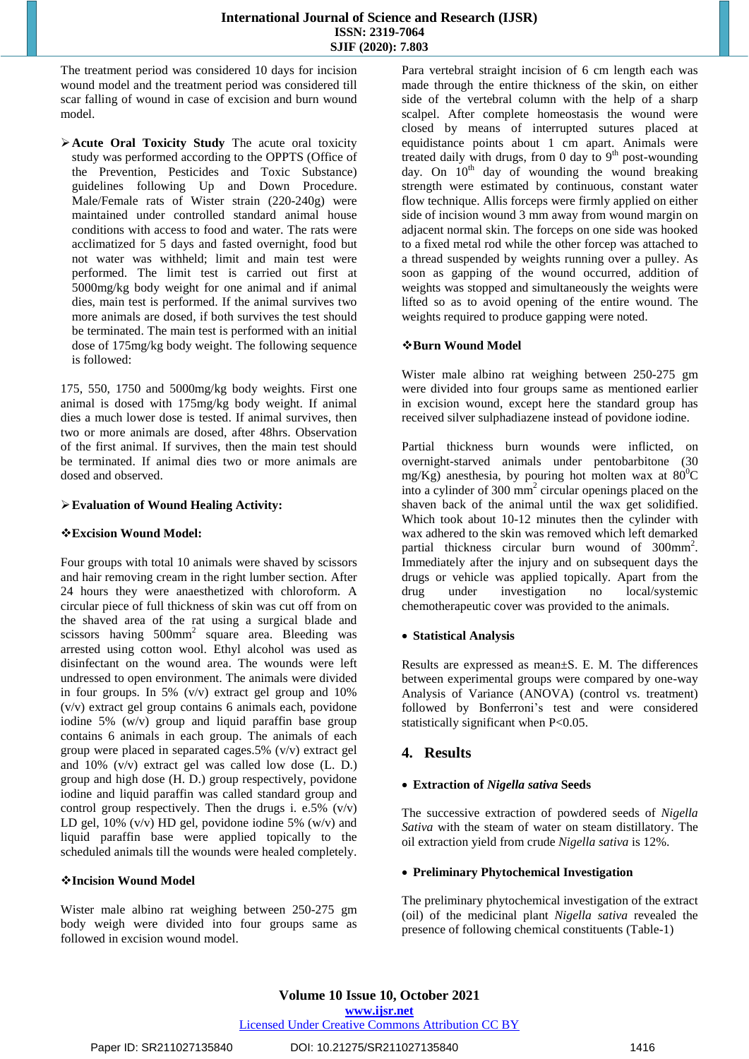The treatment period was considered 10 days for incision wound model and the treatment period was considered till scar falling of wound in case of excision and burn wound model.

- **Acute Oral Toxicity Study** The acute oral toxicity study was performed according to the OPPTS (Office of the Prevention, Pesticides and Toxic Substance) guidelines following Up and Down Procedure. Male/Female rats of Wister strain (220-240g) were maintained under controlled standard animal house conditions with access to food and water. The rats were acclimatized for 5 days and fasted overnight, food but not water was withheld; limit and main test were performed. The limit test is carried out first at 5000mg/kg body weight for one animal and if animal dies, main test is performed. If the animal survives two more animals are dosed, if both survives the test should be terminated. The main test is performed with an initial dose of 175mg/kg body weight. The following sequence is followed:

175, 550, 1750 and 5000mg/kg body weights. First one animal is dosed with 175mg/kg body weight. If animal dies a much lower dose is tested. If animal survives, then two or more animals are dosed, after 48hrs. Observation of the first animal. If survives, then the main test should be terminated. If animal dies two or more animals are dosed and observed.

- **Evaluation of Wound Healing Activity:**

**❖Excision Wound Model:**

Four groups with total 10 animals were shaved by scissors and hair removing cream in the right lumber section. After 24 hours they were anaesthetized with chloroform. A circular piece of full thickness of skin was cut off from on the shaved area of the rat using a surgical blade and scissors having 500mm$^2$ square area. Bleeding was arrested using cotton wool. Ethyl alcohol was used as disinfectant on the wound area. The wounds were left undressed to open environment. The animals were divided in four groups. In 5% (v/v) extract gel group and 10% (v/v) extract gel group contains 6 animals each, povidone iodine 5% (w/v) group and liquid paraffin base group contains 6 animals in each group. The animals of each group were placed in separated cages.5% (v/v) extract gel and 10% (v/v) extract gel was called low dose (L. D.) group and high dose (H. D.) group respectively, povidone iodine and liquid paraffin was called standard group and control group respectively. Then the drugs i. e.5% (v/v) LD gel, 10% (v/v) HD gel, povidone iodine 5% (w/v) and liquid paraffin base were applied topically to the scheduled animals till the wounds were healed completely.

**❖Incision Wound Model**

Wister male albino rat weighing between 250-275 gm body weigh were divided into four groups same as followed in excision wound model.

Para vertebral straight incision of 6 cm length each was made through the entire thickness of the skin, on either side of the vertebral column with the help of a sharp scalpel. After complete homeostasis the wound were closed by means of interrupted sutures placed at equidistance points about 1 cm apart. Animals were treated daily with drugs, from 0 day to 9$^{th}$ post-wounding day. On 10$^{th}$ day of wounding the wound breaking strength were estimated by continuous, constant water flow technique. Allis forceps were firmly applied on either side of incision wound 3 mm away from wound margin on adjacent normal skin. The forceps on one side was hooked to a fixed metal rod while the other forcep was attached to a thread suspended by weights running over a pulley. As soon as gapping of the wound occurred, addition of weights was stopped and simultaneously the weights were lifted so as to avoid opening of the entire wound. The weights required to produce gapping were noted.

**❖Burn Wound Model**

Wister male albino rat weighing between 250-275 gm were divided into four groups same as mentioned earlier in excision wound, except here the standard group has received silver sulphadiazene instead of povidone iodine.

Partial thickness burn wounds were inflicted, on overnight-starved animals under pentobarbitone (30 mg/Kg) anesthesia, by pouring hot molten wax at 80$^0$C into a cylinder of 300 mm$^2$ circular openings placed on the shaven back of the animal until the wax get solidified. Which took about 10-12 minutes then the cylinder with wax adhered to the skin was removed which left demarked partial thickness circular burn wound of 300mm$^2$. Immediately after the injury and on subsequent days the drugs or vehicle was applied topically. Apart from the drug under investigation no local/systemic chemotherapeutic cover was provided to the animals.

- **Statistical Analysis**

Results are expressed as mean±S. E. M. The differences between experimental groups were compared by one-way Analysis of Variance (ANOVA) (control vs. treatment) followed by Bonferroni's test and were considered statistically significant when $P<0.05$.

## 4. Results

- **Extraction of *Nigella sativa* Seeds**

The successive extraction of powdered seeds of *Nigella Sativa* with the steam of water on steam distillatory. The oil extraction yield from crude *Nigella sativa* is 12%.

- **Preliminary Phytochemical Investigation**

The preliminary phytochemical investigation of the extract (oil) of the medicinal plant *Nigella sativa* revealed the presence of following chemical constituents (Table-1)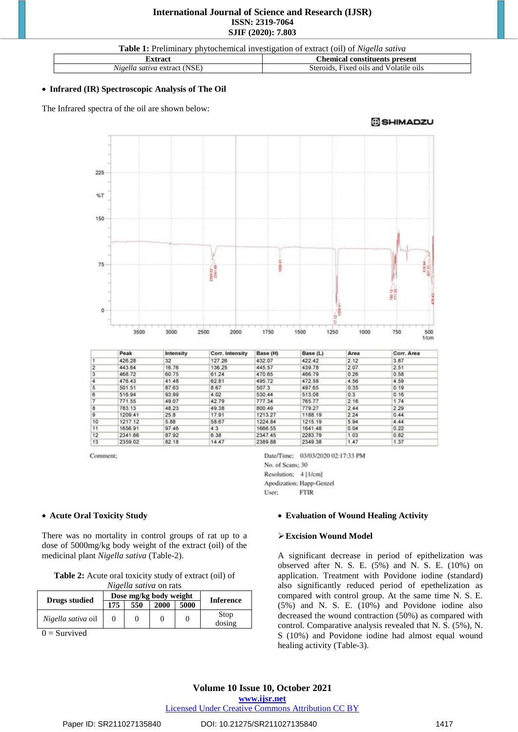**Table 1:** Preliminary phytochemical investigation of extract (oil) of *Nigella sativa*

| Extract | Chemical constituents present |
|---|---|
| *Nigella sativa* extract (NSE) | Steroids, Fixed oils and Volatile oils |

- **Infrared (IR) Spectroscopic Analysis of The Oil**

The Infrared spectra of the oil are shown below:

| | Peak | Intensity | Corr. Intensity | Base (H) | Base (L) | Area | Corr. Area |
|---|---|---|---|---|---|---|---|
| 1 | 426.28 | 32 | 127.26 | 432.07 | 422.42 | 2.12 | 3.87 |
| 2 | 443.64 | 16.76 | 136.25 | 445.57 | 439.78 | 2.07 | 2.51 |
| 3 | 468.72 | 60.75 | 61.24 | 470.65 | 466.79 | 0.26 | 0.58 |
| 4 | 476.43 | 41.48 | 62.81 | 495.72 | 472.58 | 4.56 | 4.59 |
| 5 | 501.51 | 87.63 | 8.67 | 507.3 | 497.65 | 0.35 | 0.19 |
| 6 | 516.94 | 93.99 | 4.02 | 530.44 | 513.08 | 0.3 | 0.16 |
| 7 | 771.55 | 49.07 | 42.79 | 777.34 | 765.77 | 2.16 | 1.74 |
| 8 | 783.13 | 48.23 | 49.38 | 800.49 | 779.27 | 2.44 | 2.29 |
| 9 | 1209.41 | 25.8 | 17.91 | 1213.27 | 1188.19 | 2.24 | 0.44 |
| 10 | 1217.12 | 5.88 | 58.67 | 1224.84 | 1215.19 | 5.94 | 4.44 |
| 11 | 1656.91 | 97.46 | 4.3 | 1666.55 | 1641.48 | 0.04 | 0.22 |
| 12 | 2341.66 | 87.92 | 6.38 | 2347.45 | 2283.79 | 1.03 | 0.82 |
| 13 | 2359.02 | 82.18 | 14.47 | 2389.88 | 2349.38 | 1.47 | 1.37 |

Comment;

Date/Time; 03/03/2020 02:17:33 PM
No. of Scans; 30
Resolution; 4 [1/cm]
Apodization; Happ-Genzel
User; FTIR

- **Acute Oral Toxicity Study**

There was no mortality in control groups of rat up to a dose of 5000mg/kg body weight of the extract (oil) of the medicinal plant *Nigella sativa* (Table-2).

**Table 2:** Acute oral toxicity study of extract (oil) of *Nigella sativa* on rats

| Drugs studied | Dose mg/kg body weight | | | | Inference |
|---|---|---|---|---|---|
| | 175 | 550 | 2000 | 5000 | |
| *Nigella sativa* oil | 0 | 0 | 0 | 0 | Stop dosing |

0 = Survived

- **Evaluation of Wound Healing Activity**

➢ **Excision Wound Model**

A significant decrease in period of epithelization was observed after N. S. E. (5%) and N. S. E. (10%) on application. Treatment with Povidone iodine (standard) also significantly reduced period of epethelization as compared with control group. At the same time N. S. E. (5%) and N. S. E. (10%) and Povidone iodine also decreased the wound contraction (50%) as compared with control. Comparative analysis revealed that N. S. (5%), N. S (10%) and Povidone iodine had almost equal wound healing activity (Table-3).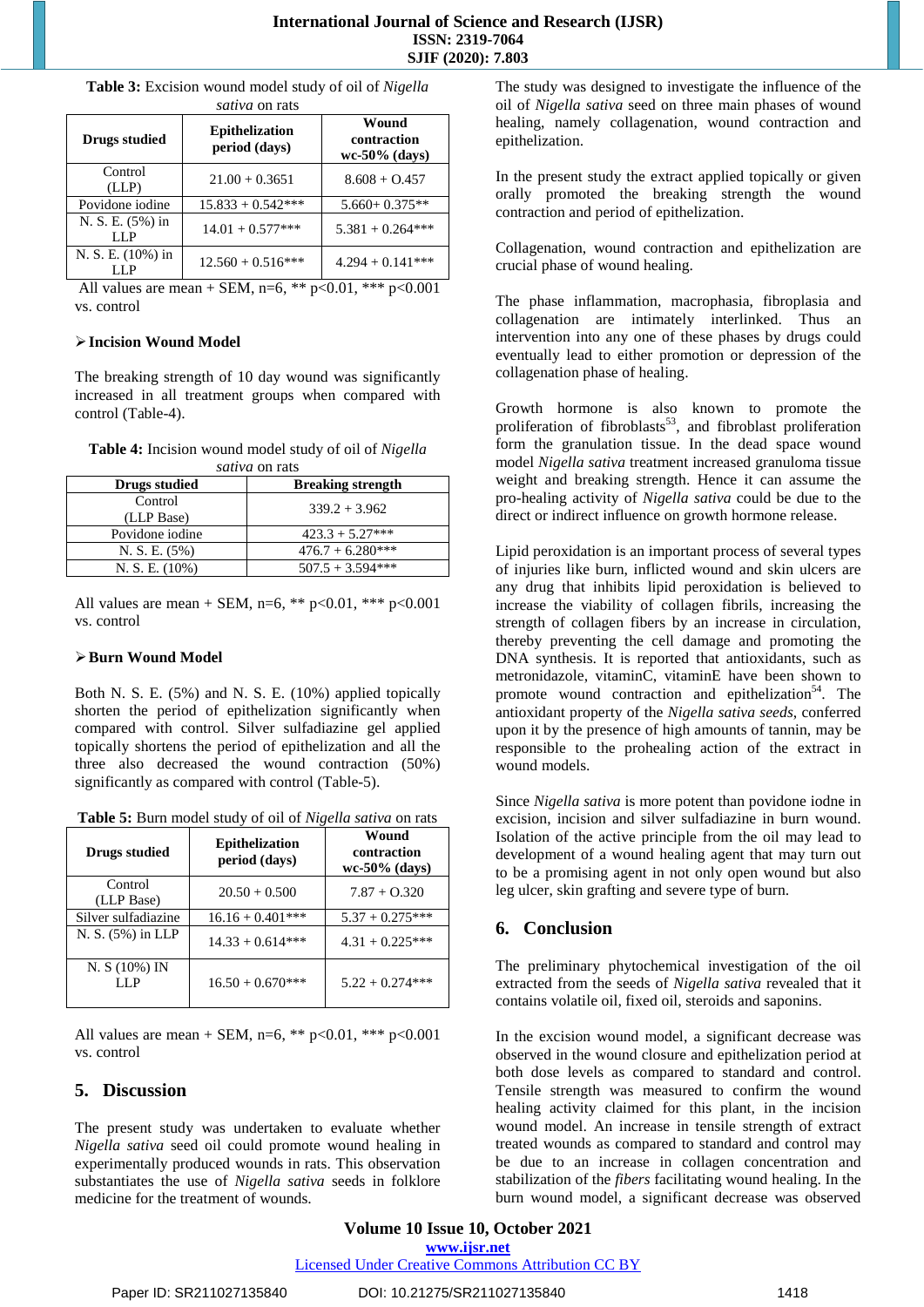**Table 3:** Excision wound model study of oil of *Nigella sativa* on rats

| Drugs studied | Epithelization period (days) | Wound contraction wc-50% (days) |
|---|---|---|
| Control (LLP) | 21.00 + 0.3651 | 8.608 + O.457 |
| Povidone iodine | 15.833 + 0.542*** | 5.660+ 0.375** |
| N. S. E. (5%) in LLP | 14.01 + 0.577*** | 5.381 + 0.264*** |
| N. S. E. (10%) in LLP | 12.560 + 0.516*** | 4.294 + 0.141*** |

All values are mean + SEM, n=6, ** p<0.01, *** p<0.001 vs. control

### ➢ Incision Wound Model

The breaking strength of 10 day wound was significantly increased in all treatment groups when compared with control (Table-4).

**Table 4:** Incision wound model study of oil of *Nigella sativa* on rats

| Drugs studied | Breaking strength |
|---|---|
| Control (LLP Base) | 339.2 + 3.962 |
| Povidone iodine | 423.3 + 5.27*** |
| N. S. E. (5%) | 476.7 + 6.280*** |
| N. S. E. (10%) | 507.5 + 3.594*** |

All values are mean + SEM, n=6, ** p<0.01, *** p<0.001 vs. control

### ➢ Burn Wound Model

Both N. S. E. (5%) and N. S. E. (10%) applied topically shorten the period of epithelization significantly when compared with control. Silver sulfadiazine gel applied topically shortens the period of epithelization and all the three also decreased the wound contraction (50%) significantly as compared with control (Table-5).

**Table 5:** Burn model study of oil of *Nigella sativa* on rats

| Drugs studied | Epithelization period (days) | Wound contraction wc-50% (days) |
|---|---|---|
| Control (LLP Base) | 20.50 + 0.500 | 7.87 + O.320 |
| Silver sulfadiazine | 16.16 + 0.401*** | 5.37 + 0.275*** |
| N. S. (5%) in LLP | 14.33 + 0.614*** | 4.31 + 0.225*** |
| N. S (10%) IN LLP | 16.50 + 0.670*** | 5.22 + 0.274*** |

All values are mean + SEM, n=6, ** p<0.01, *** p<0.001 vs. control

## 5. Discussion

The present study was undertaken to evaluate whether *Nigella sativa* seed oil could promote wound healing in experimentally produced wounds in rats. This observation substantiates the use of *Nigella sativa* seeds in folklore medicine for the treatment of wounds.

The study was designed to investigate the influence of the oil of *Nigella sativa* seed on three main phases of wound healing, namely collagenation, wound contraction and epithelization.

In the present study the extract applied topically or given orally promoted the breaking strength the wound contraction and period of epithelization.

Collagenation, wound contraction and epithelization are crucial phase of wound healing.

The phase inflammation, macrophasia, fibroplasia and collagenation are intimately interlinked. Thus an intervention into any one of these phases by drugs could eventually lead to either promotion or depression of the collagenation phase of healing.

Growth hormone is also known to promote the proliferation of fibroblasts[53], and fibroblast proliferation form the granulation tissue. In the dead space wound model *Nigella sativa* treatment increased granuloma tissue weight and breaking strength. Hence it can assume the pro-healing activity of *Nigella sativa* could be due to the direct or indirect influence on growth hormone release.

Lipid peroxidation is an important process of several types of injuries like burn, inflicted wound and skin ulcers are any drug that inhibits lipid peroxidation is believed to increase the viability of collagen fibrils, increasing the strength of collagen fibers by an increase in circulation, thereby preventing the cell damage and promoting the DNA synthesis. It is reported that antioxidants, such as metronidazole, vitaminC, vitaminE have been shown to promote wound contraction and epithelization[54]. The antioxidant property of the *Nigella sativa seeds*, conferred upon it by the presence of high amounts of tannin, may be responsible to the prohealing action of the extract in wound models.

Since *Nigella sativa* is more potent than povidone iodne in excision, incision and silver sulfadiazine in burn wound. Isolation of the active principle from the oil may lead to development of a wound healing agent that may turn out to be a promising agent in not only open wound but also leg ulcer, skin grafting and severe type of burn.

## 6. Conclusion

The preliminary phytochemical investigation of the oil extracted from the seeds of *Nigella sativa* revealed that it contains volatile oil, fixed oil, steroids and saponins.

In the excision wound model, a significant decrease was observed in the wound closure and epithelization period at both dose levels as compared to standard and control. Tensile strength was measured to confirm the wound healing activity claimed for this plant, in the incision wound model. An increase in tensile strength of extract treated wounds as compared to standard and control may be due to an increase in collagen concentration and stabilization of the *fibers* facilitating wound healing. In the burn wound model, a significant decrease was observed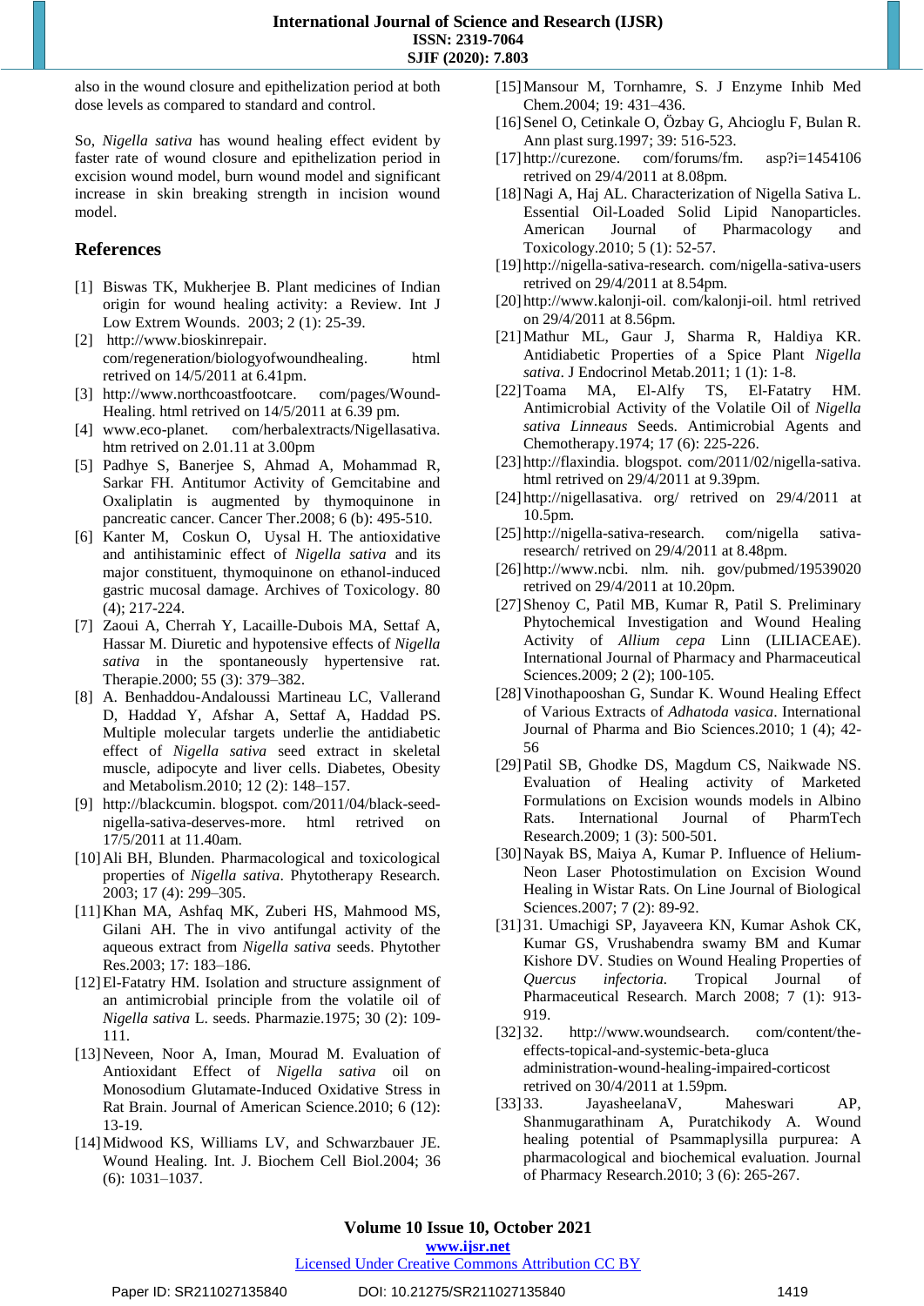also in the wound closure and epithelization period at both dose levels as compared to standard and control.

So, *Nigella sativa* has wound healing effect evident by faster rate of wound closure and epithelization period in excision wound model, burn wound model and significant increase in skin breaking strength in incision wound model.

## References

[1] Biswas TK, Mukherjee B. Plant medicines of Indian origin for wound healing activity: a Review. Int J Low Extrem Wounds. 2003; 2 (1): 25-39.

[2] http://www.bioskinrepair. com/regeneration/biologyofwoundhealing. html retrieved on 14/5/2011 at 6.41pm.

[3] http://www.northcoastfootcare. com/pages/Wound-Healing. html retrieved on 14/5/2011 at 6.39 pm.

[4] www.eco-planet. com/herbalextracts/Nigellasativa. htm retrieved on 2.01.11 at 3.00pm

[5] Padhye S, Banerjee S, Ahmad A, Mohammad R, Sarkar FH. Antitumor Activity of Gemcitabine and Oxaliplatin is augmented by thymoquinone in pancreatic cancer. Cancer Ther.2008; 6 (b): 495-510.

[6] Kanter M, Coskun O, Uysal H. The antioxidative and antihistaminic effect of *Nigella sativa* and its major constituent, thymoquinone on ethanol-induced gastric mucosal damage. Archives of Toxicology. 80 (4); 217-224.

[7] Zaoui A, Cherrah Y, Lacaille-Dubois MA, Settaf A, Hassar M. Diuretic and hypotensive effects of *Nigella sativa* in the spontaneously hypertensive rat. Therapie.2000; 55 (3): 379–382.

[8] A. Benhaddou-Andaloussi Martineau LC, Vallerand D, Haddad Y, Afshar A, Haddad PS. Multiple molecular targets underlie the antidiabetic effect of *Nigella sativa* seed extract in skeletal muscle, adipocyte and liver cells. Diabetes, Obesity and Metabolism.2010; 12 (2): 148–157.

[9] http://blackcumin. blogspot. com/2011/04/black-seed-nigella-sativa-deserves-more. html retrived on 17/5/2011 at 11.40am.

[10] Ali BH, Blunden. Pharmacological and toxicological properties of *Nigella sativa*. Phytotherapy Research. 2003; 17 (4): 299–305.

[11] Khan MA, Ashfaq MK, Zuberi HS, Mahmood MS, Gilani AH. The in vivo antifungal activity of the aqueous extract from *Nigella sativa* seeds. Phytother Res.2003; 17: 183–186.

[12] El-Fatatry HM. Isolation and structure assignment of an antimicrobial principle from the volatile oil of *Nigella sativa* L. seeds. Pharmazie.1975; 30 (2): 109-111.

[13] Neveen, Noor A, Iman, Mourad M. Evaluation of Antioxidant Effect of *Nigella sativa* oil on Monosodium Glutamate-Induced Oxidative Stress in Rat Brain. Journal of American Science.2010; 6 (12): 13-19.

[14] Midwood KS, Williams LV, and Schwarzbauer JE. Wound Healing. Int. J. Biochem Cell Biol.2004; 36 (6): 1031–1037.

[15] Mansour M, Tornhamre, S. J Enzyme Inhib Med Chem.2004; 19: 431–436.

[16] Senel O, Cetinkale O, Özbay G, Ahcioglu F, Bulan R. Ann plast surg.1997; 39: 516-523.

[17] http://curezone. com/forums/fm. asp?i=1454106 retrived on 29/4/2011 at 8.08pm.

[18] Nagi A, Haj AL. Characterization of Nigella Sativa L. Essential Oil-Loaded Solid Lipid Nanoparticles. American Journal of Pharmacology and Toxicology.2010; 5 (1): 52-57.

[19] http://nigella-sativa-research. com/nigella-sativa-users retrived on 29/4/2011 at 8.54pm.

[20] http://www.kalonji-oil. com/kalonji-oil. html retrived on 29/4/2011 at 8.56pm.

[21] Mathur ML, Gaur J, Sharma R, Haldiya KR. Antidiabetic Properties of a Spice Plant *Nigella sativa*. J Endocrinol Metab.2011; 1 (1): 1-8.

[22] Toama MA, El-Alfy TS, El-Fatatry HM. Antimicrobial Activity of the Volatile Oil of *Nigella sativa Linneaus* Seeds. Antimicrobial Agents and Chemotherapy.1974; 17 (6): 225-226.

[23] http://flaxindia. blogspot. com/2011/02/nigella-sativa. html retrived on 29/4/2011 at 9.39pm.

[24] http://nigellasativa. org/ retrived on 29/4/2011 at 10.5pm.

[25] http://nigella-sativa-research. com/nigella sativa-research/ retrived on 29/4/2011 at 8.48pm.

[26] http://www.ncbi. nlm. nih. gov/pubmed/19539020 retrived on 29/4/2011 at 10.20pm.

[27] Shenoy C, Patil MB, Kumar R, Patil S. Preliminary Phytochemical Investigation and Wound Healing Activity of *Allium cepa* Linn (LILIACEAE). International Journal of Pharmacy and Pharmaceutical Sciences.2009; 2 (2); 100-105.

[28] Vinothapooshan G, Sundar K. Wound Healing Effect of Various Extracts of *Adhatoda vasica*. International Journal of Pharma and Bio Sciences.2010; 1 (4); 42-56

[29] Patil SB, Ghodke DS, Magdum CS, Naikwade NS. Evaluation of Healing activity of Marketed Formulations on Excision wounds models in Albino Rats. International Journal of PharmTech Research.2009; 1 (3): 500-501.

[30] Nayak BS, Maiya A, Kumar P. Influence of Helium-Neon Laser Photostimulation on Excision Wound Healing in Wistar Rats. On Line Journal of Biological Sciences.2007; 7 (2): 89-92.

[31] 31. Umachigi SP, Jayaveera KN, Kumar Ashok CK, Kumar GS, Vrushabendra swamy BM and Kumar Kishore DV. Studies on Wound Healing Properties of *Quercus infectoria*. Tropical Journal of Pharmaceutical Research. March 2008; 7 (1): 913-919.

[32] 32. http://www.woundsearch. com/content/the-effects-topical-and-systemic-beta-gluca administration-wound-healing-impaired-corticost retrived on 30/4/2011 at 1.59pm.

[33] 33. JayaseelanaV, Maheswari AP, Shanmugarathinam A, Puratchikody A. Wound healing potential of Psammaplysilla purpurea: A pharmacological and biochemical evaluation. Journal of Pharmacy Research.2010; 3 (6): 265-267.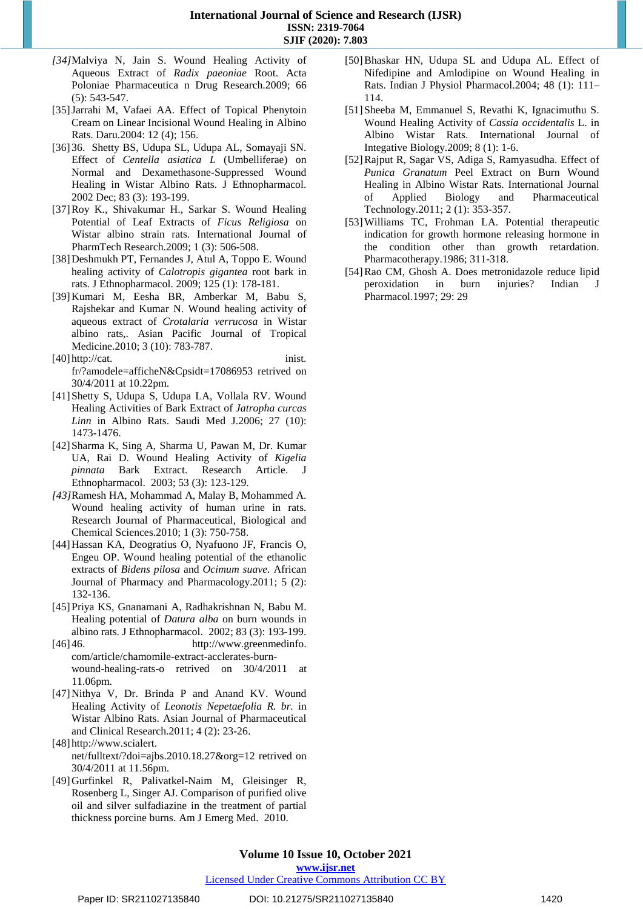[34] Malviya N, Jain S. Wound Healing Activity of Aqueous Extract of *Radix paeoniae* Root. Acta Poloniae Pharmaceutica n Drug Research.2009; 66 (5): 543-547.

[35] Jarrahi M, Vafaei AA. Effect of Topical Phenytoin Cream on Linear Incisional Wound Healing in Albino Rats. Daru.2004: 12 (4); 156.

[36] 36. Shetty BS, Udupa SL, Udupa AL, Somayaji SN. Effect of *Centella asiatica L* (Umbelliferae) on Normal and Dexamethasone-Suppressed Wound Healing in Wistar Albino Rats. J Ethnopharmacol. 2002 Dec; 83 (3): 193-199.

[37] Roy K., Shivakumar H., Sarkar S. Wound Healing Potential of Leaf Extracts of *Ficus Religiosa* on Wistar albino strain rats. International Journal of PharmTech Research.2009; 1 (3): 506-508.

[38] Deshmukh PT, Fernandes J, Atul A, Toppo E. Wound healing activity of *Calotropis gigantea* root bark in rats. J Ethnopharmacol. 2009; 125 (1): 178-181.

[39] Kumari M, Eesha BR, Amberkar M, Babu S, Rajshekar and Kumar N. Wound healing activity of aqueous extract of *Crotalaria verrucosa* in Wistar albino rats,. Asian Pacific Journal of Tropical Medicine.2010; 3 (10): 783-787.

[40] http://cat. inist. fr/?amodele=afficheN&Cpsidt=17086953 retrived on 30/4/2011 at 10.22pm.

[41] Shetty S, Udupa S, Udupa LA, Vollala RV. Wound Healing Activities of Bark Extract of *Jatropha curcas Linn* in Albino Rats. Saudi Med J.2006; 27 (10): 1473-1476.

[42] Sharma K, Sing A, Sharma U, Pawan M, Dr. Kumar UA, Rai D. Wound Healing Activity of *Kigelia pinnata* Bark Extract. Research Article. J Ethnopharmacol. 2003; 53 (3): 123-129.

[43] Ramesh HA, Mohammad A, Malay B, Mohammed A. Wound healing activity of human urine in rats. Research Journal of Pharmaceutical, Biological and Chemical Sciences.2010; 1 (3): 750-758.

[44] Hassan KA, Deogratius O, Nyafuono JF, Francis O, Engeu OP. Wound healing potential of the ethanolic extracts of *Bidens pilosa* and *Ocimum suave.* African Journal of Pharmacy and Pharmacology.2011; 5 (2): 132-136.

[45] Priya KS, Gnanamani A, Radhakrishnan N, Babu M. Healing potential of *Datura alba* on burn wounds in albino rats. J Ethnopharmacol. 2002; 83 (3): 193-199.

[46] 46. http://www.greenmedinfo. com/article/chamomile-extract-acclerates-burn-wound-healing-rats-o retrived on 30/4/2011 at 11.06pm.

[47] Nithya V, Dr. Brinda P and Anand KV. Wound Healing Activity of *Leonotis Nepetaefolia R. br.* in Wistar Albino Rats. Asian Journal of Pharmaceutical and Clinical Research.2011; 4 (2): 23-26.

[48] http://www.scialert. net/fulltext/?doi=ajbs.2010.18.27&org=12 retrived on 30/4/2011 at 11.56pm.

[49] Gurfinkel R, Palivatkel-Naim M, Gleisinger R, Rosenberg L, Singer AJ. Comparison of purified olive oil and silver sulfadiazine in the treatment of partial thickness porcine burns. Am J Emerg Med. 2010.

[50] Bhaskar HN, Udupa SL and Udupa AL. Effect of Nifedipine and Amlodipine on Wound Healing in Rats. Indian J Physiol Pharmacol.2004; 48 (1): 111–114.

[51] Sheeba M, Emmanuel S, Revathi K, Ignacimuthu S. Wound Healing Activity of *Cassia occidentalis* L. in Albino Wistar Rats. International Journal of Integrative Biology.2009; 8 (1): 1-6.

[52] Rajput R, Sagar VS, Adiga S, Ramyasudha. Effect of *Punica Granatum* Peel Extract on Burn Wound Healing in Albino Wistar Rats. International Journal of Applied Biology and Pharmaceutical Technology.2011; 2 (1): 353-357.

[53] Williams TC, Frohman LA. Potential therapeutic indication for growth hormone releasing hormone in the condition other than growth retardation. Pharmacotherapy.1986; 311-318.

[54] Rao CM, Ghosh A. Does metronidazole reduce lipid peroxidation in burn injuries? Indian J Pharmacol.1997; 29: 29